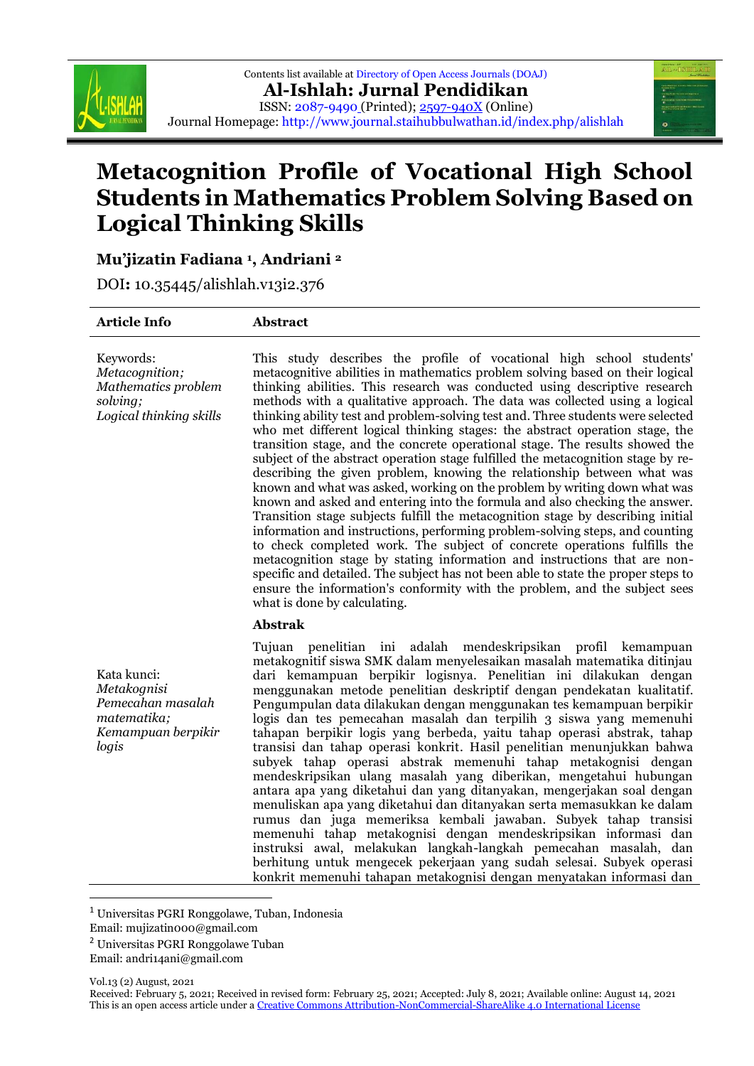Contents list available at Directory of Open Access Journals (DOAJ)

**Al-Ishlah: Jurnal Pendidikan**

ISSN: 2087-9490 (Printed); 2597-940X (Online)

Journal Homepage: http://www.journal.staihubbulwathan.id/index.php/alishlah

# Metacognition Profile of Vocational High School Students in Mathematics Problem Solving Based on Logical Thinking Skills

**Mu'jizatin Fadiana [1], Andriani [2]**

DOI: 10.35445/alishlah.v13i2.376

| Article Info | Abstract |
|---|---|
| Keywords: *Metacognition; Mathematics problem solving; Logical thinking skills* | This study describes the profile of vocational high school students' metacognitive abilities in mathematics problem solving based on their logical thinking abilities. This research was conducted using descriptive research methods with a qualitative approach. The data was collected using a logical thinking ability test and problem-solving test and. Three students were selected who met different logical thinking stages: the abstract operation stage, the transition stage, and the concrete operational stage. The results showed the subject of the abstract operation stage fulfilled the metacognition stage by re-describing the given problem, knowing the relationship between what was known and what was asked, working on the problem by writing down what was known and asked and entering into the formula and also checking the answer. Transition stage subjects fulfill the metacognition stage by describing initial information and instructions, performing problem-solving steps, and counting to check completed work. The subject of concrete operations fulfills the metacognition stage by stating information and instructions that are non-specific and detailed. The subject has not been able to state the proper steps to ensure the information's conformity with the problem, and the subject sees what is done by calculating. |
| | **Abstrak** |
| Kata kunci: *Metakognisi Pemecahan masalah matematika; Kemampuan berpikir logis* | Tujuan penelitian ini adalah mendeskripsikan profil kemampuan metakognitif siswa SMK dalam menyelesaikan masalah matematika ditinjau dari kemampuan berpikir logisnya. Penelitian ini dilakukan dengan menggunakan metode penelitian deskriptif dengan pendekatan kualitatif. Pengumpulan data dilakukan dengan menggunakan tes kemampuan berpikir logis dan tes pemecahan masalah dan terpilih 3 siswa yang memenuhi tahapan berpikir logis yang berbeda, yaitu tahap operasi abstrak, tahap transisi dan tahap operasi konkrit. Hasil penelitian menunjukkan bahwa subyek tahap operasi abstrak memenuhi tahap metakognisi dengan mendeskripsikan ulang masalah yang diberikan, mengetahui hubungan antara apa yang diketahui dan yang ditanyakan, mengerjakan soal dengan menuliskan apa yang diketahui dan ditanyakan serta memasukkan ke dalam rumus dan juga memeriksa kembali jawaban. Subyek tahap transisi memenuhi tahap metakognisi dengan mendeskripsikan informasi dan instruksi awal, melakukan langkah-langkah pemecahan masalah, dan berhitung untuk mengecek pekerjaan yang sudah selesai. Subyek operasi konkrit memenuhi tahapan metakognisi dengan menyatakan informasi dan |

[1] Universitas PGRI Ronggolawe, Tuban, Indonesia
Email: mujizatin000@gmail.com

[2] Universitas PGRI Ronggolawe Tuban
Email: andri14ani@gmail.com

Vol.13 (2) August, 2021

Received: February 5, 2021; Received in revised form: February 25, 2021; Accepted: July 8, 2021; Available online: August 14, 2021

This is an open access article under a Creative Commons Attribution-NonCommercial-ShareAlike 4.0 International License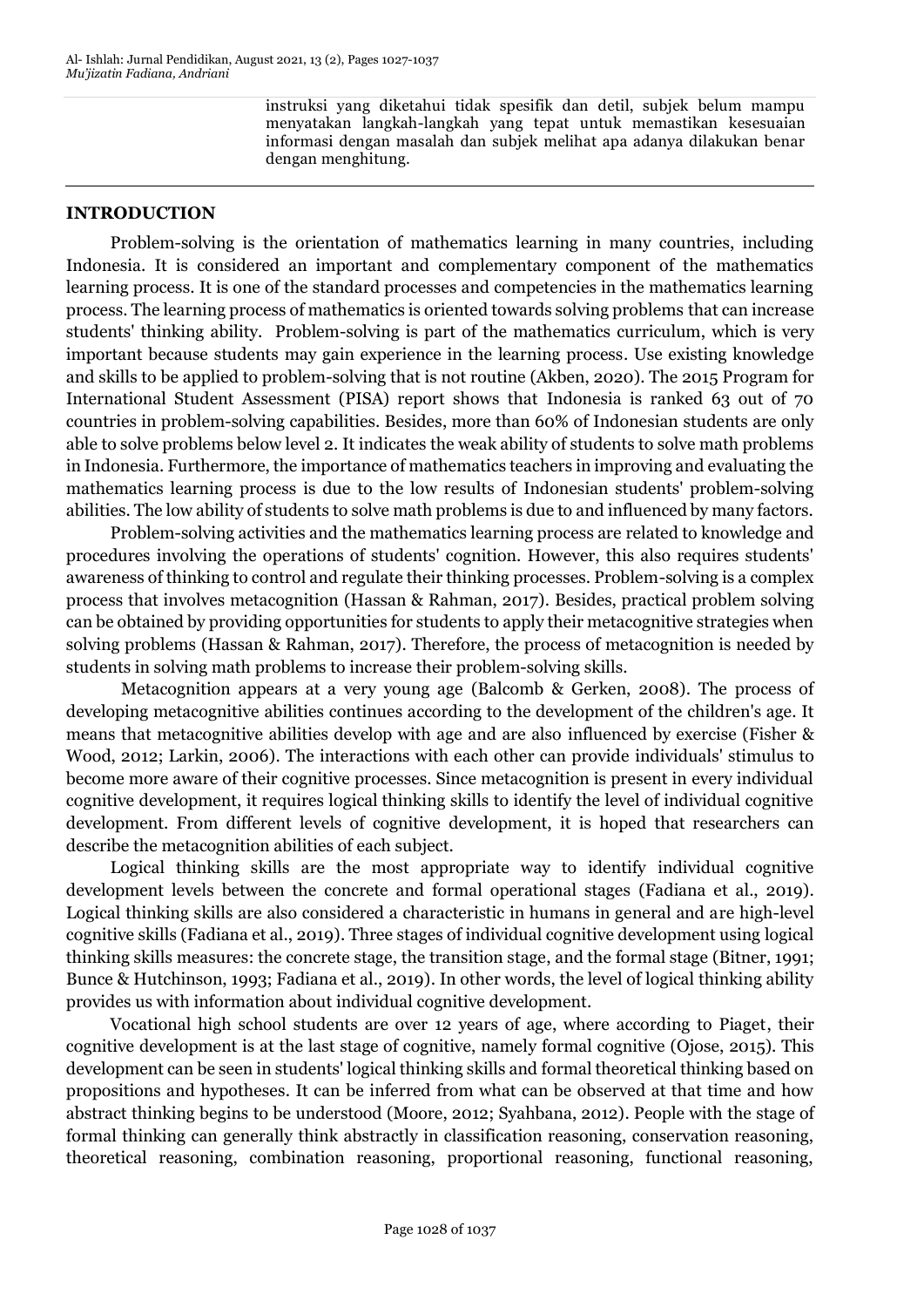instruksi yang diketahui tidak spesifik dan detil, subjek belum mampu menyatakan langkah-langkah yang tepat untuk memastikan kesesuaian informasi dengan masalah dan subjek melihat apa adanya dilakukan benar dengan menghitung.

## INTRODUCTION

Problem-solving is the orientation of mathematics learning in many countries, including Indonesia. It is considered an important and complementary component of the mathematics learning process. It is one of the standard processes and competencies in the mathematics learning process. The learning process of mathematics is oriented towards solving problems that can increase students' thinking ability. Problem-solving is part of the mathematics curriculum, which is very important because students may gain experience in the learning process. Use existing knowledge and skills to be applied to problem-solving that is not routine (Akben, 2020). The 2015 Program for International Student Assessment (PISA) report shows that Indonesia is ranked 63 out of 70 countries in problem-solving capabilities. Besides, more than 60% of Indonesian students are only able to solve problems below level 2. It indicates the weak ability of students to solve math problems in Indonesia. Furthermore, the importance of mathematics teachers in improving and evaluating the mathematics learning process is due to the low results of Indonesian students' problem-solving abilities. The low ability of students to solve math problems is due to and influenced by many factors.

Problem-solving activities and the mathematics learning process are related to knowledge and procedures involving the operations of students' cognition. However, this also requires students' awareness of thinking to control and regulate their thinking processes. Problem-solving is a complex process that involves metacognition (Hassan & Rahman, 2017). Besides, practical problem solving can be obtained by providing opportunities for students to apply their metacognitive strategies when solving problems (Hassan & Rahman, 2017). Therefore, the process of metacognition is needed by students in solving math problems to increase their problem-solving skills.

Metacognition appears at a very young age (Balcomb & Gerken, 2008). The process of developing metacognitive abilities continues according to the development of the children's age. It means that metacognitive abilities develop with age and are also influenced by exercise (Fisher & Wood, 2012; Larkin, 2006). The interactions with each other can provide individuals' stimulus to become more aware of their cognitive processes. Since metacognition is present in every individual cognitive development, it requires logical thinking skills to identify the level of individual cognitive development. From different levels of cognitive development, it is hoped that researchers can describe the metacognition abilities of each subject.

Logical thinking skills are the most appropriate way to identify individual cognitive development levels between the concrete and formal operational stages (Fadiana et al., 2019). Logical thinking skills are also considered a characteristic in humans in general and are high-level cognitive skills (Fadiana et al., 2019). Three stages of individual cognitive development using logical thinking skills measures: the concrete stage, the transition stage, and the formal stage (Bitner, 1991; Bunce & Hutchinson, 1993; Fadiana et al., 2019). In other words, the level of logical thinking ability provides us with information about individual cognitive development.

Vocational high school students are over 12 years of age, where according to Piaget, their cognitive development is at the last stage of cognitive, namely formal cognitive (Ojose, 2015). This development can be seen in students' logical thinking skills and formal theoretical thinking based on propositions and hypotheses. It can be inferred from what can be observed at that time and how abstract thinking begins to be understood (Moore, 2012; Syahbana, 2012). People with the stage of formal thinking can generally think abstractly in classification reasoning, conservation reasoning, theoretical reasoning, combination reasoning, proportional reasoning, functional reasoning,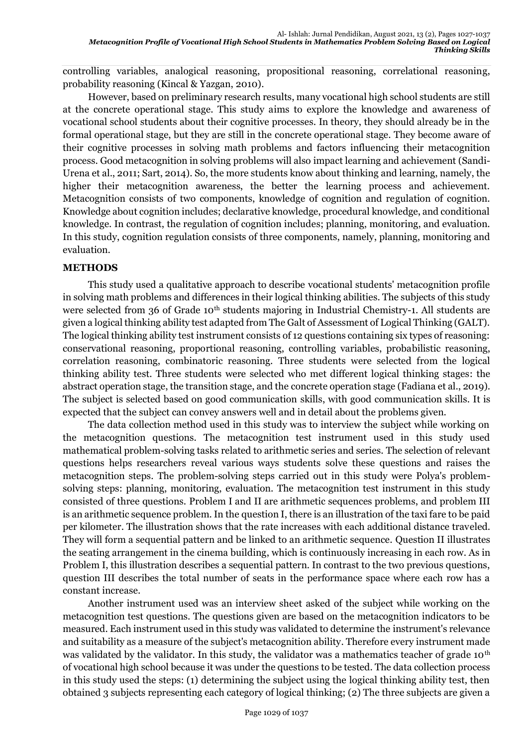controlling variables, analogical reasoning, propositional reasoning, correlational reasoning, probability reasoning (Kincal & Yazgan, 2010).

However, based on preliminary research results, many vocational high school students are still at the concrete operational stage. This study aims to explore the knowledge and awareness of vocational school students about their cognitive processes. In theory, they should already be in the formal operational stage, but they are still in the concrete operational stage. They become aware of their cognitive processes in solving math problems and factors influencing their metacognition process. Good metacognition in solving problems will also impact learning and achievement (Sandi-Urena et al., 2011; Sart, 2014). So, the more students know about thinking and learning, namely, the higher their metacognition awareness, the better the learning process and achievement. Metacognition consists of two components, knowledge of cognition and regulation of cognition. Knowledge about cognition includes; declarative knowledge, procedural knowledge, and conditional knowledge. In contrast, the regulation of cognition includes; planning, monitoring, and evaluation. In this study, cognition regulation consists of three components, namely, planning, monitoring and evaluation.

## METHODS

This study used a qualitative approach to describe vocational students' metacognition profile in solving math problems and differences in their logical thinking abilities. The subjects of this study were selected from 36 of Grade 10th students majoring in Industrial Chemistry-1. All students are given a logical thinking ability test adapted from The Galt of Assessment of Logical Thinking (GALT). The logical thinking ability test instrument consists of 12 questions containing six types of reasoning: conservational reasoning, proportional reasoning, controlling variables, probabilistic reasoning, correlation reasoning, combinatoric reasoning. Three students were selected from the logical thinking ability test. Three students were selected who met different logical thinking stages: the abstract operation stage, the transition stage, and the concrete operation stage (Fadiana et al., 2019). The subject is selected based on good communication skills, with good communication skills. It is expected that the subject can convey answers well and in detail about the problems given.

The data collection method used in this study was to interview the subject while working on the metacognition questions. The metacognition test instrument used in this study used mathematical problem-solving tasks related to arithmetic series and series. The selection of relevant questions helps researchers reveal various ways students solve these questions and raises the metacognition steps. The problem-solving steps carried out in this study were Polya's problem-solving steps: planning, monitoring, evaluation. The metacognition test instrument in this study consisted of three questions. Problem I and II are arithmetic sequences problems, and problem III is an arithmetic sequence problem. In the question I, there is an illustration of the taxi fare to be paid per kilometer. The illustration shows that the rate increases with each additional distance traveled. They will form a sequential pattern and be linked to an arithmetic sequence. Question II illustrates the seating arrangement in the cinema building, which is continuously increasing in each row. As in Problem I, this illustration describes a sequential pattern. In contrast to the two previous questions, question III describes the total number of seats in the performance space where each row has a constant increase.

Another instrument used was an interview sheet asked of the subject while working on the metacognition test questions. The questions given are based on the metacognition indicators to be measured. Each instrument used in this study was validated to determine the instrument's relevance and suitability as a measure of the subject's metacognition ability. Therefore every instrument made was validated by the validator. In this study, the validator was a mathematics teacher of grade 10th of vocational high school because it was under the questions to be tested. The data collection process in this study used the steps: (1) determining the subject using the logical thinking ability test, then obtained 3 subjects representing each category of logical thinking; (2) The three subjects are given a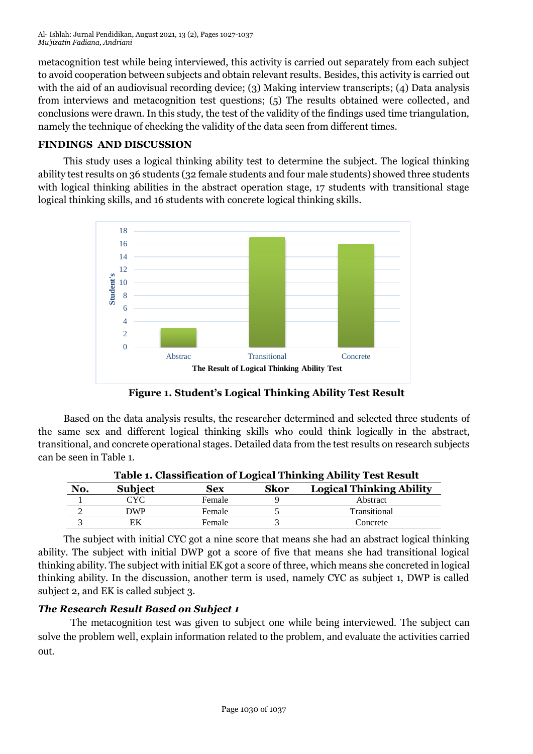metacognition test while being interviewed, this activity is carried out separately from each subject to avoid cooperation between subjects and obtain relevant results. Besides, this activity is carried out with the aid of an audiovisual recording device; (3) Making interview transcripts; (4) Data analysis from interviews and metacognition test questions; (5) The results obtained were collected, and conclusions were drawn. In this study, the test of the validity of the findings used time triangulation, namely the technique of checking the validity of the data seen from different times.

## FINDINGS AND DISCUSSION

This study uses a logical thinking ability test to determine the subject. The logical thinking ability test results on 36 students (32 female students and four male students) showed three students with logical thinking abilities in the abstract operation stage, 17 students with transitional stage logical thinking skills, and 16 students with concrete logical thinking skills.

Student's
0
2
4
6
8
10
12
14
16
18
Abstrac
Transitional
Concrete
The Result of Logical Thinking Ability Test

**Figure 1. Student's Logical Thinking Ability Test Result**

Based on the data analysis results, the researcher determined and selected three students of the same sex and different logical thinking skills who could think logically in the abstract, transitional, and concrete operational stages. Detailed data from the test results on research subjects can be seen in Table 1.

**Table 1. Classification of Logical Thinking Ability Test Result**

| No. | Subject | Sex | Skor | Logical Thinking Ability |
|---|---|---|---|---|
| 1 | CYC | Female | 9 | Abstract |
| 2 | DWP | Female | 5 | Transitional |
| 3 | EK | Female | 3 | Concrete |

The subject with initial CYC got a nine score that means she had an abstract logical thinking ability. The subject with initial DWP got a score of five that means she had transitional logical thinking ability. The subject with initial EK got a score of three, which means she concreted in logical thinking ability. In the discussion, another term is used, namely CYC as subject 1, DWP is called subject 2, and EK is called subject 3.

### *The Research Result Based on Subject 1*

The metacognition test was given to subject one while being interviewed. The subject can solve the problem well, explain information related to the problem, and evaluate the activities carried out.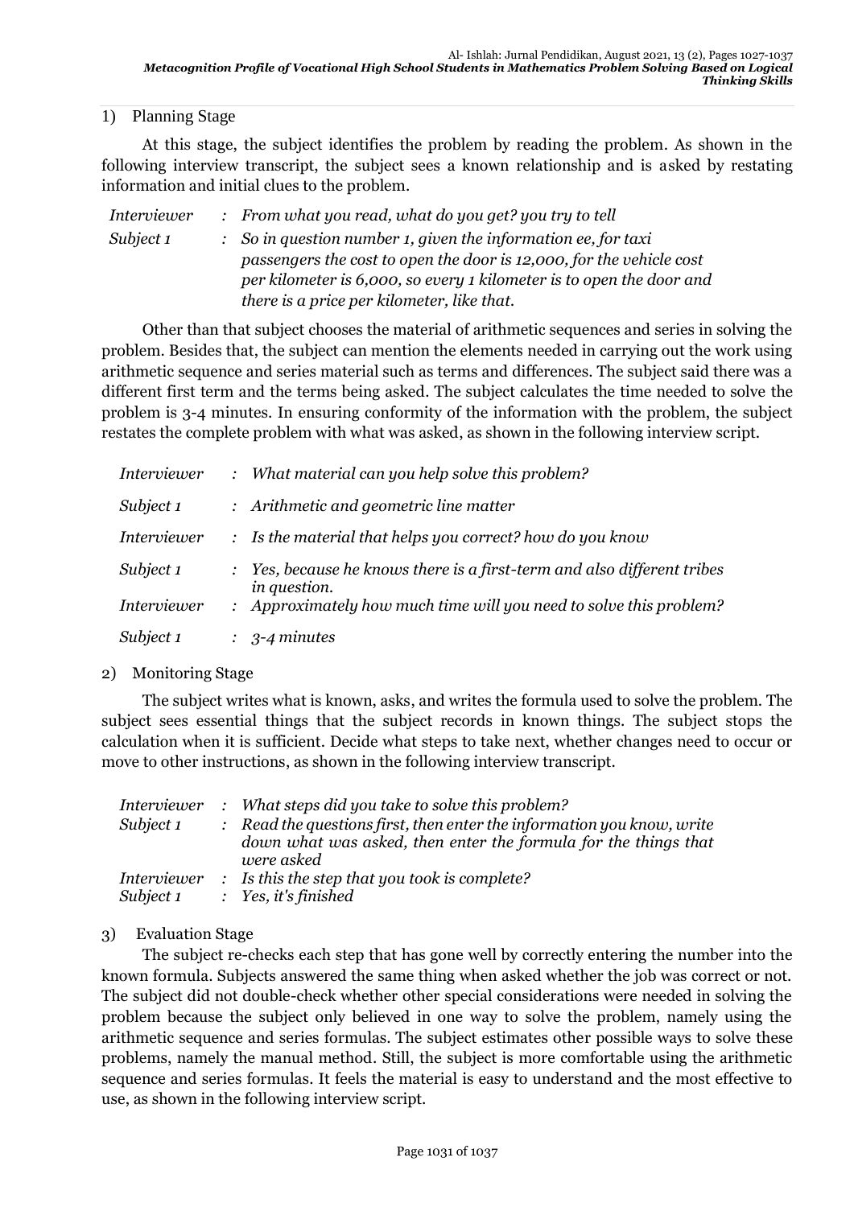1) Planning Stage

At this stage, the subject identifies the problem by reading the problem. As shown in the following interview transcript, the subject sees a known relationship and is asked by restating information and initial clues to the problem.

*Interviewer* : *From what you read, what do you get? you try to tell*
*Subject 1* : *So in question number 1, given the information ee, for taxi passengers the cost to open the door is 12,000, for the vehicle cost per kilometer is 6,000, so every 1 kilometer is to open the door and there is a price per kilometer, like that.*

Other than that subject chooses the material of arithmetic sequences and series in solving the problem. Besides that, the subject can mention the elements needed in carrying out the work using arithmetic sequence and series material such as terms and differences. The subject said there was a different first term and the terms being asked. The subject calculates the time needed to solve the problem is 3-4 minutes. In ensuring conformity of the information with the problem, the subject restates the complete problem with what was asked, as shown in the following interview script.

*Interviewer* : *What material can you help solve this problem?*
*Subject 1* : *Arithmetic and geometric line matter*
*Interviewer* : *Is the material that helps you correct? how do you know*
*Subject 1* : *Yes, because he knows there is a first-term and also different tribes in question.*
*Interviewer* : *Approximately how much time will you need to solve this problem?*
*Subject 1* : *3-4 minutes*

2) Monitoring Stage

The subject writes what is known, asks, and writes the formula used to solve the problem. The subject sees essential things that the subject records in known things. The subject stops the calculation when it is sufficient. Decide what steps to take next, whether changes need to occur or move to other instructions, as shown in the following interview transcript.

*Interviewer* : *What steps did you take to solve this problem?*
*Subject 1* : *Read the questions first, then enter the information you know, write down what was asked, then enter the formula for the things that were asked*
*Interviewer* : *Is this the step that you took is complete?*
*Subject 1* : *Yes, it's finished*

3) Evaluation Stage

The subject re-checks each step that has gone well by correctly entering the number into the known formula. Subjects answered the same thing when asked whether the job was correct or not. The subject did not double-check whether other special considerations were needed in solving the problem because the subject only believed in one way to solve the problem, namely using the arithmetic sequence and series formulas. The subject estimates other possible ways to solve these problems, namely the manual method. Still, the subject is more comfortable using the arithmetic sequence and series formulas. It feels the material is easy to understand and the most effective to use, as shown in the following interview script.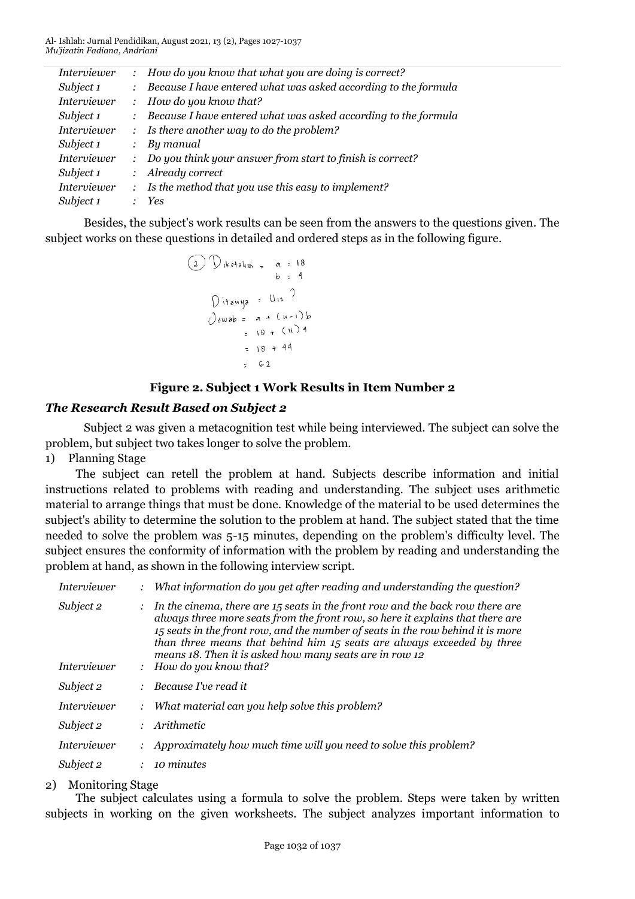| | | |
|---|---|---|
| *Interviewer* | : | *How do you know that what you are doing is correct?* |
| *Subject 1* | : | *Because I have entered what was asked according to the formula* |
| *Interviewer* | : | *How do you know that?* |
| *Subject 1* | : | *Because I have entered what was asked according to the formula* |
| *Interviewer* | : | *Is there another way to do the problem?* |
| *Subject 1* | : | *By manual* |
| *Interviewer* | : | *Do you think your answer from start to finish is correct?* |
| *Subject 1* | : | *Already correct* |
| *Interviewer* | : | *Is the method that you use this easy to implement?* |
| *Subject 1* | : | *Yes* |

Besides, the subject's work results can be seen from the answers to the questions given. The subject works on these questions in detailed and ordered steps as in the following figure.

(2) Diketahui = $a = 18$, $b = 4$

Ditanya = $U_{12}$ ?

Jawab = $a + (n-1)b$
$= 18 + (11)4$
$= 18 + 44$
$= 62$

**Figure 2. Subject 1 Work Results in Item Number 2**

### *The Research Result Based on Subject 2*

Subject 2 was given a metacognition test while being interviewed. The subject can solve the problem, but subject two takes longer to solve the problem.

1) Planning Stage

The subject can retell the problem at hand. Subjects describe information and initial instructions related to problems with reading and understanding. The subject uses arithmetic material to arrange things that must be done. Knowledge of the material to be used determines the subject's ability to determine the solution to the problem at hand. The subject stated that the time needed to solve the problem was 5-15 minutes, depending on the problem's difficulty level. The subject ensures the conformity of information with the problem by reading and understanding the problem at hand, as shown in the following interview script.

| | | |
|---|---|---|
| *Interviewer* | : | *What information do you get after reading and understanding the question?* |
| *Subject 2* | : | *In the cinema, there are 15 seats in the front row and the back row there are always three more seats from the front row, so here it explains that there are 15 seats in the front row, and the number of seats in the row behind it is more than three means that behind him 15 seats are always exceeded by three means 18. Then it is asked how many seats are in row 12* |
| *Interviewer* | : | *How do you know that?* |
| *Subject 2* | : | *Because I've read it* |
| *Interviewer* | : | *What material can you help solve this problem?* |
| *Subject 2* | : | *Arithmetic* |
| *Interviewer* | : | *Approximately how much time will you need to solve this problem?* |
| *Subject 2* | : | *10 minutes* |

2) Monitoring Stage

The subject calculates using a formula to solve the problem. Steps were taken by written subjects in working on the given worksheets. The subject analyzes important information to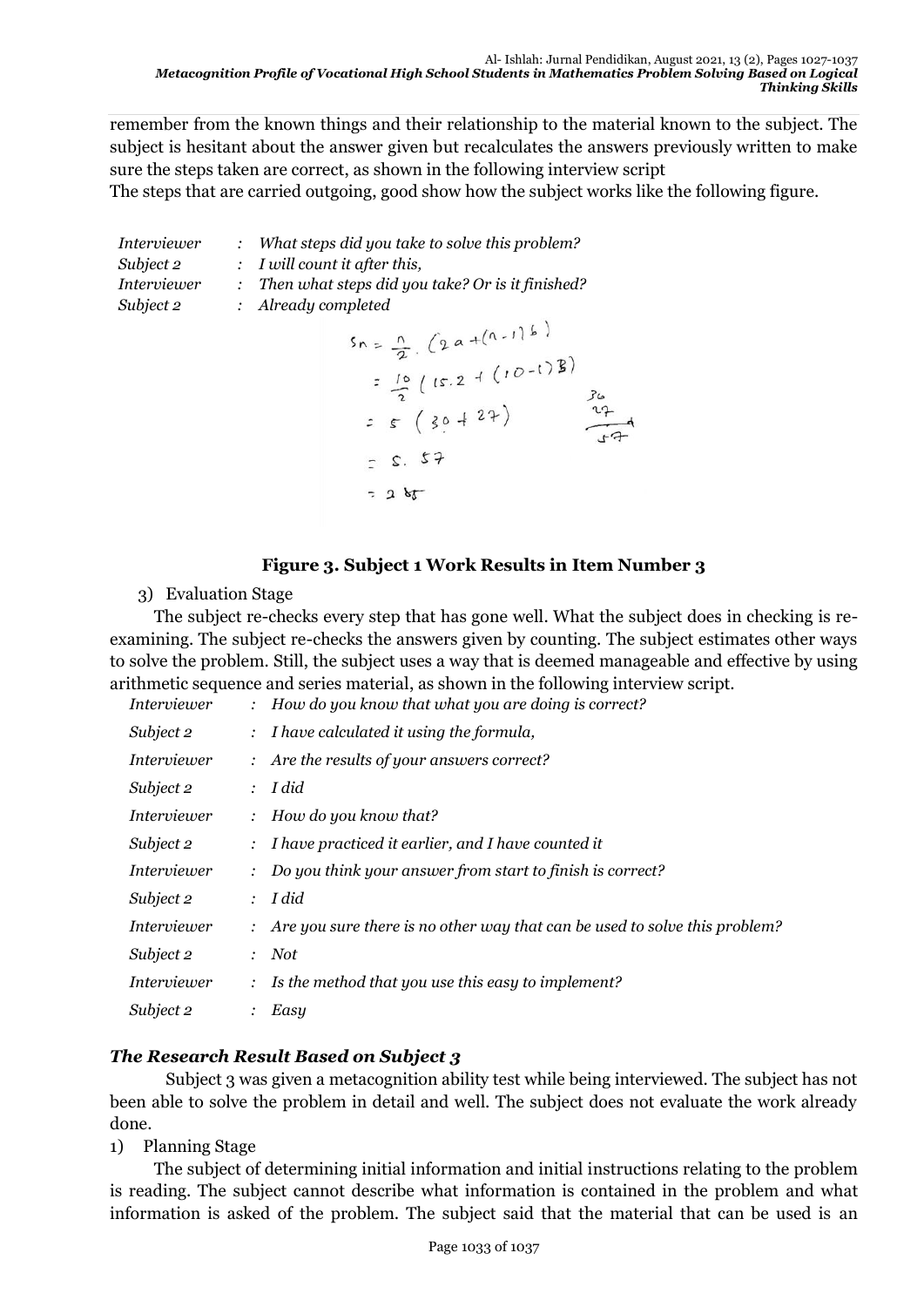remember from the known things and their relationship to the material known to the subject. The subject is hesitant about the answer given but recalculates the answers previously written to make sure the steps taken are correct, as shown in the following interview script

The steps that are carried outgoing, good show how the subject works like the following figure.

| | | |
|---|---|---|
| *Interviewer* | : | *What steps did you take to solve this problem?* |
| *Subject 2* | : | *I will count it after this,* |
| *Interviewer* | : | *Then what steps did you take? Or is it finished?* |
| *Subject 2* | : | *Already completed* |

$$
\begin{aligned}
S_n &= \frac{n}{2} \cdot (2a + (n-1)b) \\
&= \frac{10}{2} (15.2 + (10-1)3) \\
&= 5 (30 + 27) \\
&= 5 . 57 \\
&= 285
\end{aligned}
$$

**Figure 3. Subject 1 Work Results in Item Number 3**

3) Evaluation Stage

The subject re-checks every step that has gone well. What the subject does in checking is re-examining. The subject re-checks the answers given by counting. The subject estimates other ways to solve the problem. Still, the subject uses a way that is deemed manageable and effective by using arithmetic sequence and series material, as shown in the following interview script.

| | | |
|---|---|---|
| *Interviewer* | : | *How do you know that what you are doing is correct?* |
| *Subject 2* | : | *I have calculated it using the formula,* |
| *Interviewer* | : | *Are the results of your answers correct?* |
| *Subject 2* | : | *I did* |
| *Interviewer* | : | *How do you know that?* |
| *Subject 2* | : | *I have practiced it earlier, and I have counted it* |
| *Interviewer* | : | *Do you think your answer from start to finish is correct?* |
| *Subject 2* | : | *I did* |
| *Interviewer* | : | *Are you sure there is no other way that can be used to solve this problem?* |
| *Subject 2* | : | *Not* |
| *Interviewer* | : | *Is the method that you use this easy to implement?* |
| *Subject 2* | : | *Easy* |

### *The Research Result Based on Subject 3*

Subject 3 was given a metacognition ability test while being interviewed. The subject has not been able to solve the problem in detail and well. The subject does not evaluate the work already done.

1) Planning Stage

The subject of determining initial information and initial instructions relating to the problem is reading. The subject cannot describe what information is contained in the problem and what information is asked of the problem. The subject said that the material that can be used is an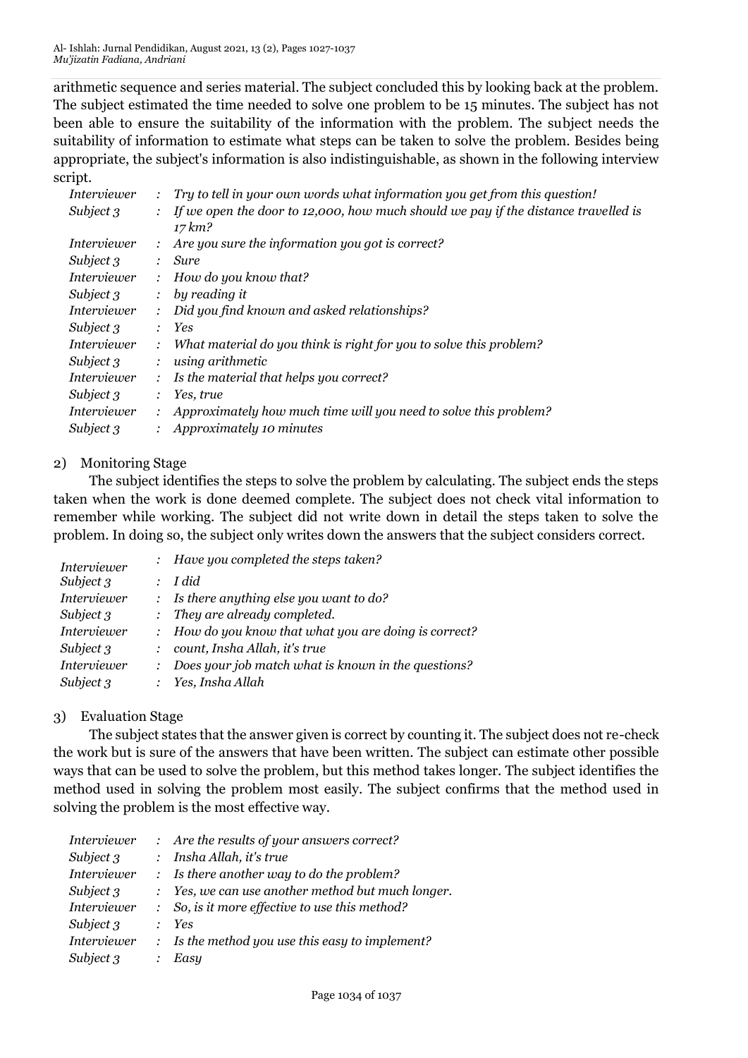arithmetic sequence and series material. The subject concluded this by looking back at the problem. The subject estimated the time needed to solve one problem to be 15 minutes. The subject has not been able to ensure the suitability of the information with the problem. The subject needs the suitability of information to estimate what steps can be taken to solve the problem. Besides being appropriate, the subject's information is also indistinguishable, as shown in the following interview script.

| | | |
|---|---|---|
| *Interviewer* | : | *Try to tell in your own words what information you get from this question!* |
| *Subject 3* | : | *If we open the door to 12,000, how much should we pay if the distance travelled is 17 km?* |
| *Interviewer* | : | *Are you sure the information you got is correct?* |
| *Subject 3* | : | *Sure* |
| *Interviewer* | : | *How do you know that?* |
| *Subject 3* | : | *by reading it* |
| *Interviewer* | : | *Did you find known and asked relationships?* |
| *Subject 3* | : | *Yes* |
| *Interviewer* | : | *What material do you think is right for you to solve this problem?* |
| *Subject 3* | : | *using arithmetic* |
| *Interviewer* | : | *Is the material that helps you correct?* |
| *Subject 3* | : | *Yes, true* |
| *Interviewer* | : | *Approximately how much time will you need to solve this problem?* |
| *Subject 3* | : | *Approximately 10 minutes* |

2) Monitoring Stage

The subject identifies the steps to solve the problem by calculating. The subject ends the steps taken when the work is done deemed complete. The subject does not check vital information to remember while working. The subject did not write down in detail the steps taken to solve the problem. In doing so, the subject only writes down the answers that the subject considers correct.

| | | |
|---|---|---|
| *Interviewer* | : | *Have you completed the steps taken?* |
| *Subject 3* | : | *I did* |
| *Interviewer* | : | *Is there anything else you want to do?* |
| *Subject 3* | : | *They are already completed.* |
| *Interviewer* | : | *How do you know that what you are doing is correct?* |
| *Subject 3* | : | *count, Insha Allah, it's true* |
| *Interviewer* | : | *Does your job match what is known in the questions?* |
| *Subject 3* | : | *Yes, Insha Allah* |

3) Evaluation Stage

The subject states that the answer given is correct by counting it. The subject does not re-check the work but is sure of the answers that have been written. The subject can estimate other possible ways that can be used to solve the problem, but this method takes longer. The subject identifies the method used in solving the problem most easily. The subject confirms that the method used in solving the problem is the most effective way.

| | | |
|---|---|---|
| *Interviewer* | : | *Are the results of your answers correct?* |
| *Subject 3* | : | *Insha Allah, it's true* |
| *Interviewer* | : | *Is there another way to do the problem?* |
| *Subject 3* | : | *Yes, we can use another method but much longer.* |
| *Interviewer* | : | *So, is it more effective to use this method?* |
| *Subject 3* | : | *Yes* |
| *Interviewer* | : | *Is the method you use this easy to implement?* |
| *Subject 3* | : | *Easy* |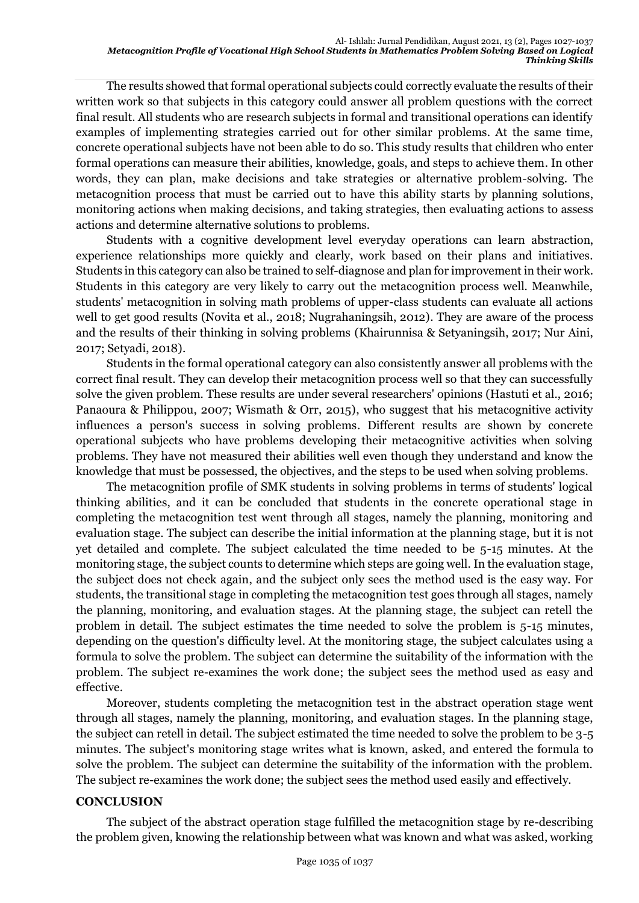The results showed that formal operational subjects could correctly evaluate the results of their written work so that subjects in this category could answer all problem questions with the correct final result. All students who are research subjects in formal and transitional operations can identify examples of implementing strategies carried out for other similar problems. At the same time, concrete operational subjects have not been able to do so. This study results that children who enter formal operations can measure their abilities, knowledge, goals, and steps to achieve them. In other words, they can plan, make decisions and take strategies or alternative problem-solving. The metacognition process that must be carried out to have this ability starts by planning solutions, monitoring actions when making decisions, and taking strategies, then evaluating actions to assess actions and determine alternative solutions to problems.

Students with a cognitive development level everyday operations can learn abstraction, experience relationships more quickly and clearly, work based on their plans and initiatives. Students in this category can also be trained to self-diagnose and plan for improvement in their work. Students in this category are very likely to carry out the metacognition process well. Meanwhile, students' metacognition in solving math problems of upper-class students can evaluate all actions well to get good results (Novita et al., 2018; Nugrahaningsih, 2012). They are aware of the process and the results of their thinking in solving problems (Khairunnisa & Setyaningsih, 2017; Nur Aini, 2017; Setyadi, 2018).

Students in the formal operational category can also consistently answer all problems with the correct final result. They can develop their metacognition process well so that they can successfully solve the given problem. These results are under several researchers' opinions (Hastuti et al., 2016; Panaoura & Philippou, 2007; Wismath & Orr, 2015), who suggest that his metacognitive activity influences a person's success in solving problems. Different results are shown by concrete operational subjects who have problems developing their metacognitive activities when solving problems. They have not measured their abilities well even though they understand and know the knowledge that must be possessed, the objectives, and the steps to be used when solving problems.

The metacognition profile of SMK students in solving problems in terms of students' logical thinking abilities, and it can be concluded that students in the concrete operational stage in completing the metacognition test went through all stages, namely the planning, monitoring and evaluation stage. The subject can describe the initial information at the planning stage, but it is not yet detailed and complete. The subject calculated the time needed to be 5-15 minutes. At the monitoring stage, the subject counts to determine which steps are going well. In the evaluation stage, the subject does not check again, and the subject only sees the method used is the easy way. For students, the transitional stage in completing the metacognition test goes through all stages, namely the planning, monitoring, and evaluation stages. At the planning stage, the subject can retell the problem in detail. The subject estimates the time needed to solve the problem is 5-15 minutes, depending on the question's difficulty level. At the monitoring stage, the subject calculates using a formula to solve the problem. The subject can determine the suitability of the information with the problem. The subject re-examines the work done; the subject sees the method used as easy and effective.

Moreover, students completing the metacognition test in the abstract operation stage went through all stages, namely the planning, monitoring, and evaluation stages. In the planning stage, the subject can retell in detail. The subject estimated the time needed to solve the problem to be 3-5 minutes. The subject's monitoring stage writes what is known, asked, and entered the formula to solve the problem. The subject can determine the suitability of the information with the problem. The subject re-examines the work done; the subject sees the method used easily and effectively.

## CONCLUSION

The subject of the abstract operation stage fulfilled the metacognition stage by re-describing the problem given, knowing the relationship between what was known and what was asked, working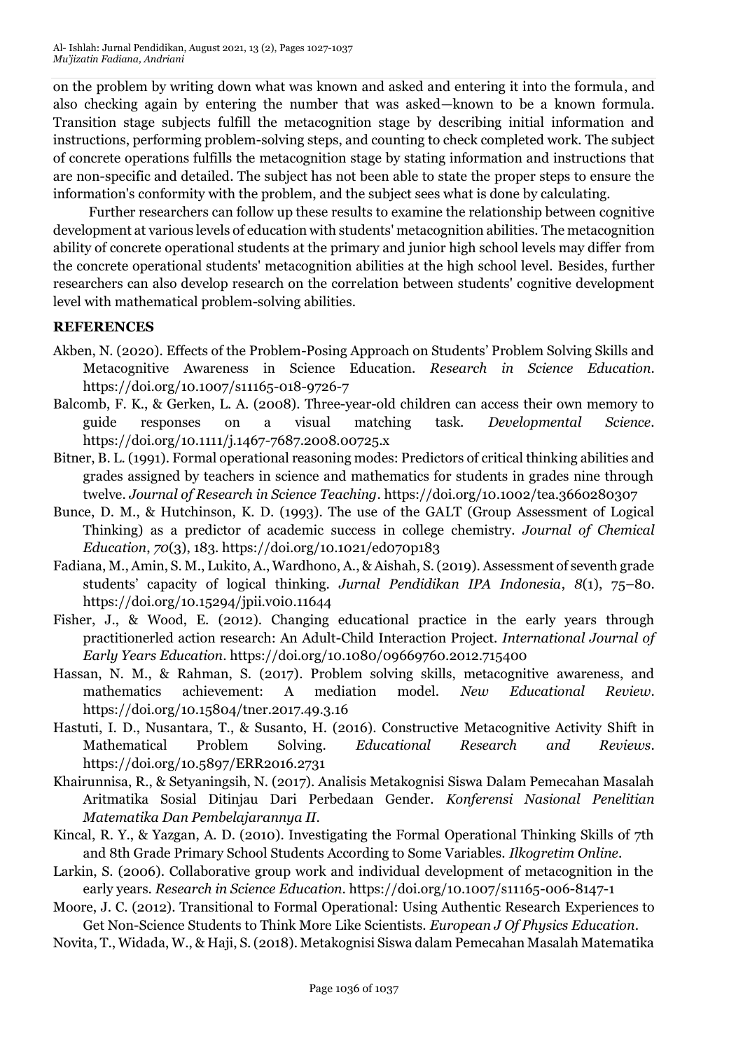on the problem by writing down what was known and asked and entering it into the formula, and also checking again by entering the number that was asked—known to be a known formula. Transition stage subjects fulfill the metacognition stage by describing initial information and instructions, performing problem-solving steps, and counting to check completed work. The subject of concrete operations fulfills the metacognition stage by stating information and instructions that are non-specific and detailed. The subject has not been able to state the proper steps to ensure the information's conformity with the problem, and the subject sees what is done by calculating.

Further researchers can follow up these results to examine the relationship between cognitive development at various levels of education with students' metacognition abilities. The metacognition ability of concrete operational students at the primary and junior high school levels may differ from the concrete operational students' metacognition abilities at the high school level. Besides, further researchers can also develop research on the correlation between students' cognitive development level with mathematical problem-solving abilities.

## REFERENCES

Akben, N. (2020). Effects of the Problem-Posing Approach on Students' Problem Solving Skills and Metacognitive Awareness in Science Education. *Research in Science Education*. https://doi.org/10.1007/s11165-018-9726-7

Balcomb, F. K., & Gerken, L. A. (2008). Three-year-old children can access their own memory to guide responses on a visual matching task. *Developmental Science*. https://doi.org/10.1111/j.1467-7687.2008.00725.x

Bitner, B. L. (1991). Formal operational reasoning modes: Predictors of critical thinking abilities and grades assigned by teachers in science and mathematics for students in grades nine through twelve. *Journal of Research in Science Teaching*. https://doi.org/10.1002/tea.3660280307

Bunce, D. M., & Hutchinson, K. D. (1993). The use of the GALT (Group Assessment of Logical Thinking) as a predictor of academic success in college chemistry. *Journal of Chemical Education*, *70*(3), 183. https://doi.org/10.1021/ed070p183

Fadiana, M., Amin, S. M., Lukito, A., Wardhono, A., & Aishah, S. (2019). Assessment of seventh grade students' capacity of logical thinking. *Jurnal Pendidikan IPA Indonesia*, *8*(1), 75–80. https://doi.org/10.15294/jpii.v0i0.11644

Fisher, J., & Wood, E. (2012). Changing educational practice in the early years through practitionerled action research: An Adult-Child Interaction Project. *International Journal of Early Years Education*. https://doi.org/10.1080/09669760.2012.715400

Hassan, N. M., & Rahman, S. (2017). Problem solving skills, metacognitive awareness, and mathematics achievement: A mediation model. *New Educational Review*. https://doi.org/10.15804/tner.2017.49.3.16

Hastuti, I. D., Nusantara, T., & Susanto, H. (2016). Constructive Metacognitive Activity Shift in Mathematical Problem Solving. *Educational Research and Reviews*. https://doi.org/10.5897/ERR2016.2731

Khairunnisa, R., & Setyaningsih, N. (2017). Analisis Metakognisi Siswa Dalam Pemecahan Masalah Aritmatika Sosial Ditinjau Dari Perbedaan Gender. *Konferensi Nasional Penelitian Matematika Dan Pembelajarannya II*.

Kincal, R. Y., & Yazgan, A. D. (2010). Investigating the Formal Operational Thinking Skills of 7th and 8th Grade Primary School Students According to Some Variables. *Ilkogretim Online*.

Larkin, S. (2006). Collaborative group work and individual development of metacognition in the early years. *Research in Science Education*. https://doi.org/10.1007/s11165-006-8147-1

Moore, J. C. (2012). Transitional to Formal Operational: Using Authentic Research Experiences to Get Non-Science Students to Think More Like Scientists. *European J Of Physics Education*.

Novita, T., Widada, W., & Haji, S. (2018). Metakognisi Siswa dalam Pemecahan Masalah Matematika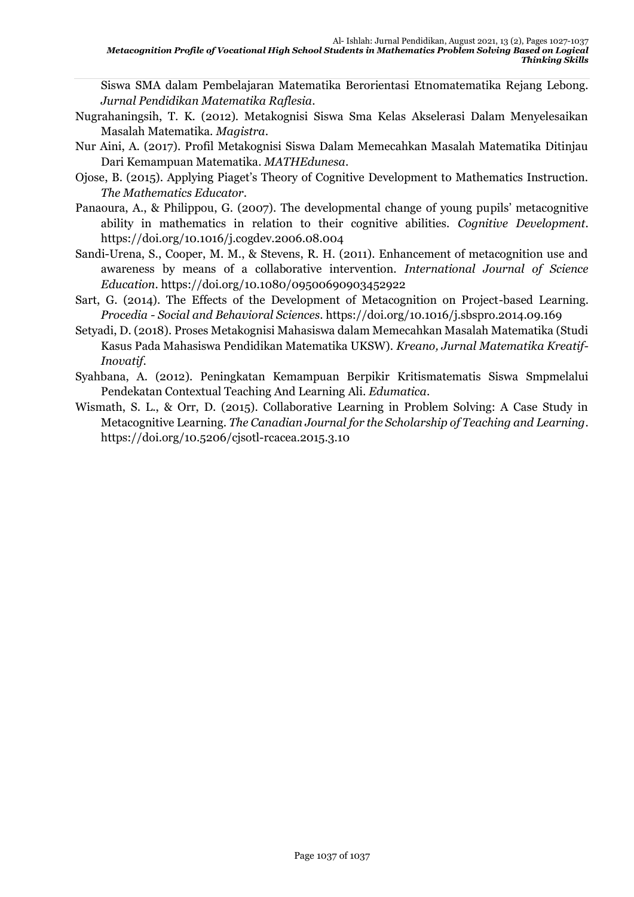Siswa SMA dalam Pembelajaran Matematika Berorientasi Etnomatematika Rejang Lebong. *Jurnal Pendidikan Matematika Raflesia*.

Nugrahaningsih, T. K. (2012). Metakognisi Siswa Sma Kelas Akselerasi Dalam Menyelesaikan Masalah Matematika. *Magistra*.

Nur Aini, A. (2017). Profil Metakognisi Siswa Dalam Memecahkan Masalah Matematika Ditinjau Dari Kemampuan Matematika. *MATHEdunesa*.

Ojose, B. (2015). Applying Piaget's Theory of Cognitive Development to Mathematics Instruction. *The Mathematics Educator*.

Panaoura, A., & Philippou, G. (2007). The developmental change of young pupils' metacognitive ability in mathematics in relation to their cognitive abilities. *Cognitive Development*. https://doi.org/10.1016/j.cogdev.2006.08.004

Sandi-Urena, S., Cooper, M. M., & Stevens, R. H. (2011). Enhancement of metacognition use and awareness by means of a collaborative intervention. *International Journal of Science Education*. https://doi.org/10.1080/09500690903452922

Sart, G. (2014). The Effects of the Development of Metacognition on Project-based Learning. *Procedia - Social and Behavioral Sciences*. https://doi.org/10.1016/j.sbspro.2014.09.169

Setyadi, D. (2018). Proses Metakognisi Mahasiswa dalam Memecahkan Masalah Matematika (Studi Kasus Pada Mahasiswa Pendidikan Matematika UKSW). *Kreano, Jurnal Matematika Kreatif-Inovatif*.

Syahbana, A. (2012). Peningkatan Kemampuan Berpikir Kritismatematis Siswa Smpmelalui Pendekatan Contextual Teaching And Learning Ali. *Edumatica*.

Wismath, S. L., & Orr, D. (2015). Collaborative Learning in Problem Solving: A Case Study in Metacognitive Learning. *The Canadian Journal for the Scholarship of Teaching and Learning*. https://doi.org/10.5206/cjsotl-rcacea.2015.3.10